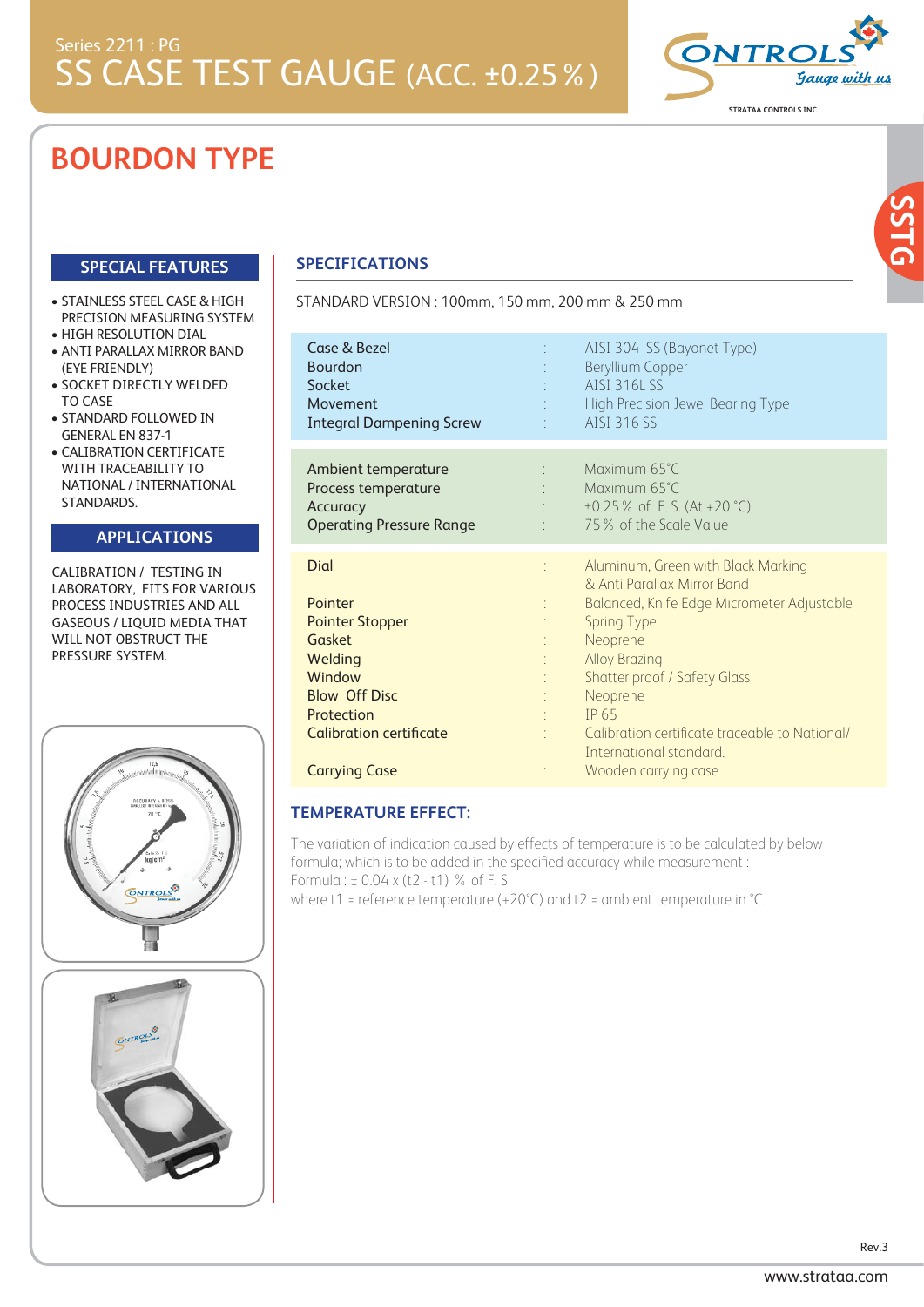Series 2211 : PG

# SS CASE TEST GAUGE (ACC. ±0.25 % )

STRATAA CONTROLS INC.

## BOURDON TYPE

SSTG

### SPECIAL FEATURES

- STAINLESS STEEL CASE & HIGH PRECISION MEASURING SYSTEM
- HIGH RESOLUTION DIAL
- ANTI PARALLAX MIRROR BAND (EYE FRIENDLY)
- SOCKET DIRECTLY WELDED TO CASE
- STANDARD FOLLOWED IN GENERAL EN 837-1
- CALIBRATION CERTIFICATE WITH TRACEABILITY TO NATIONAL / INTERNATIONAL STANDARDS.

### APPLICATIONS

CALIBRATION / TESTING IN LABORATORY, FITS FOR VARIOUS PROCESS INDUSTRIES AND ALL GASEOUS / LIQUID MEDIA THAT WILL NOT OBSTRUCT THE PRESSURE SYSTEM.

### SPECIFICATIONS

STANDARD VERSION : 100mm, 150 mm, 200 mm & 250 mm

| | | |
|---|---|---|
| Case & Bezel | : | AISI 304 SS (Bayonet Type) |
| Bourdon | : | Beryllium Copper |
| Socket | : | AISI 316L SS |
| Movement | : | High Precision Jewel Bearing Type |
| Integral Dampening Screw | : | AISI 316 SS |
| Ambient temperature | : | Maximum 65°C |
| Process temperature | : | Maximum 65°C |
| Accuracy | : | ±0.25 % of F. S. (At +20 °C) |
| Operating Pressure Range | : | 75 % of the Scale Value |
| Dial | : | Aluminum, Green with Black Marking & Anti Parallax Mirror Band |
| Pointer | : | Balanced, Knife Edge Micrometer Adjustable |
| Pointer Stopper | : | Spring Type |
| Gasket | : | Neoprene |
| Welding | : | Alloy Brazing |
| Window | : | Shatter proof / Safety Glass |
| Blow Off Disc | : | Neoprene |
| Protection | : | IP 65 |
| Calibration certificate | : | Calibration certificate traceable to National/ International standard. |
| Carrying Case | : | Wooden carrying case |

### TEMPERATURE EFFECT:

The variation of indication caused by effects of temperature is to be calculated by below formula; which is to be added in the specified accuracy while measurement :-
Formula : ± 0.04 x (t2 - t1) % of F. S.
where t1 = reference temperature (+20°C) and t2 = ambient temperature in °C.

Rev.3

www.strataa.com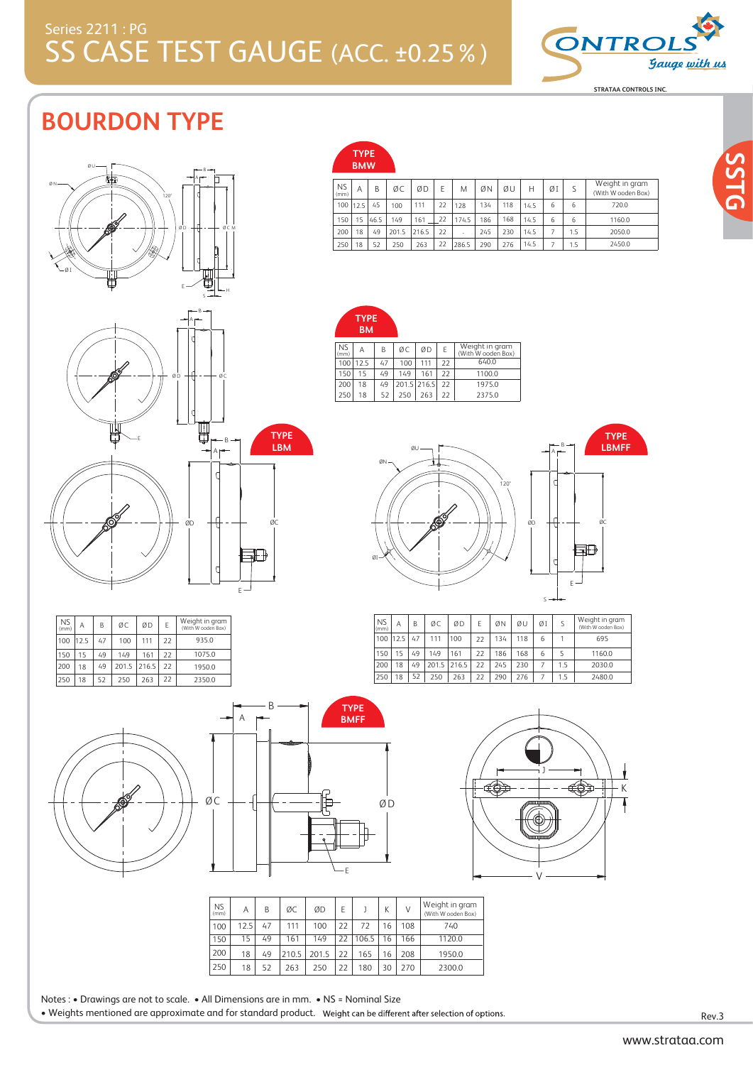Series 2211 : PG

# SS CASE TEST GAUGE (ACC. ±0.25 % )

## BOURDON TYPE

### TYPE BMW

| NS (mm) | A | B | ØC | ØD | E | M | ØN | ØU | H | ØI | S | Weight in gram (With Wooden Box) |
|---|---|---|---|---|---|---|---|---|---|---|---|---|
| 100 | 12.5 | 45 | 100 | 111 | 22 | 128 | 134 | 118 | 14.5 | 6 | 6 | 720.0 |
| 150 | 15 | 46.5 | 149 | 161 | 22 | 174.5 | 186 | 168 | 14.5 | 6 | 6 | 1160.0 |
| 200 | 18 | 49 | 201.5 | 216.5 | 22 | - | 245 | 230 | 14.5 | 7 | 1.5 | 2050.0 |
| 250 | 18 | 52 | 250 | 263 | 22 | 286.5 | 290 | 276 | 14.5 | 7 | 1.5 | 2450.0 |

### TYPE BM

| NS (mm) | A | B | ØC | ØD | E | Weight in gram (With Wooden Box) |
|---|---|---|---|---|---|---|
| 100 | 12.5 | 47 | 100 | 111 | 22 | 640.0 |
| 150 | 15 | 49 | 149 | 161 | 22 | 1100.0 |
| 200 | 18 | 49 | 201.5 | 216.5 | 22 | 1975.0 |
| 250 | 18 | 52 | 250 | 263 | 22 | 2375.0 |

### TYPE LBM

| NS (mm) | A | B | ØC | ØD | E | Weight in gram (With Wooden Box) |
|---|---|---|---|---|---|---|
| 100 | 12.5 | 47 | 100 | 111 | 22 | 935.0 |
| 150 | 15 | 49 | 149 | 161 | 22 | 1075.0 |
| 200 | 18 | 49 | 201.5 | 216.5 | 22 | 1950.0 |
| 250 | 18 | 52 | 250 | 263 | 22 | 2350.0 |

### TYPE LBMFF

| NS (mm) | A | B | ØC | ØD | E | ØN | ØU | ØI | S | Weight in gram (With Wooden Box) |
|---|---|---|---|---|---|---|---|---|---|---|
| 100 | 12.5 | 47 | 111 | 100 | 22 | 134 | 118 | 6 | 1 | 695 |
| 150 | 15 | 49 | 149 | 161 | 22 | 186 | 168 | 6 | 5 | 1160.0 |
| 200 | 18 | 49 | 201.5 | 216.5 | 22 | 245 | 230 | 7 | 1.5 | 2030.0 |
| 250 | 18 | 52 | 250 | 263 | 22 | 290 | 276 | 7 | 1.5 | 2480.0 |

### TYPE BMFF

| NS (mm) | A | B | ØC | ØD | E | J | K | V | Weight in gram (With Wooden Box) |
|---|---|---|---|---|---|---|---|---|---|
| 100 | 12.5 | 47 | 111 | 100 | 22 | 72 | 16 | 108 | 740 |
| 150 | 15 | 49 | 161 | 149 | 22 | 106.5 | 16 | 166 | 1120.0 |
| 200 | 18 | 49 | 210.5 | 201.5 | 22 | 165 | 16 | 208 | 1950.0 |
| 250 | 18 | 52 | 263 | 250 | 22 | 180 | 30 | 270 | 2300.0 |

Notes : • Drawings are not to scale. • All Dimensions are in mm. • NS = Nominal Size
• Weights mentioned are approximate and for standard product. Weight can be different after selection of options.

Rev.3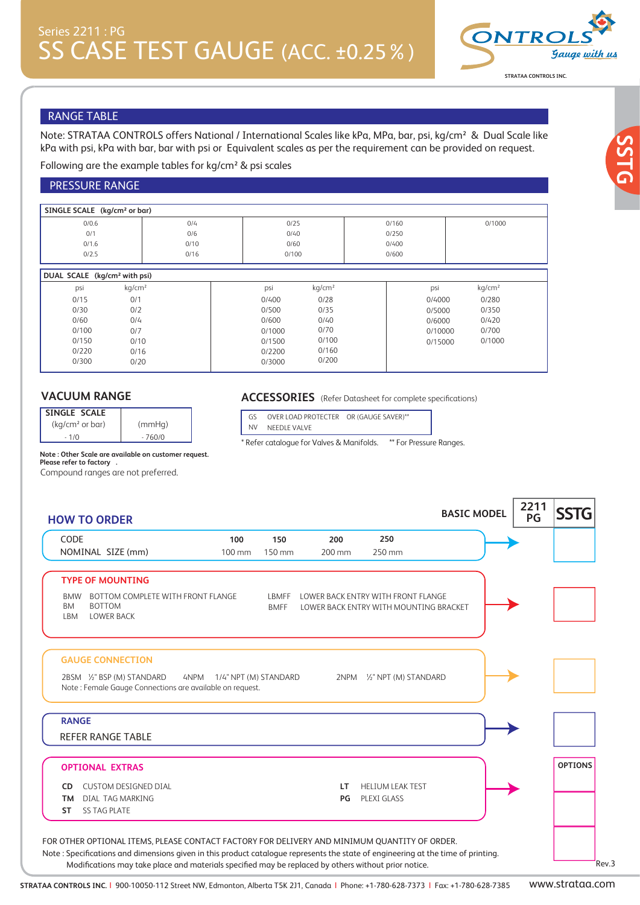# Series 2211 : PG
# SS CASE TEST GAUGE (ACC. ±0.25 %)

STRATAA CONTROLS INC.

SSTG

## RANGE TABLE

Note: STRATAA CONTROLS offers National / International Scales like kPa, MPa, bar, psi, kg/cm² & Dual Scale like kPa with psi, kPa with bar, bar with psi or Equivalent scales as per the requirement can be provided on request.

Following are the example tables for kg/cm² & psi scales

## PRESSURE RANGE

**SINGLE SCALE (kg/cm² or bar)**

| | | | | |
|---|---|---|---|---|
| 0/0.6 | 0/4 | 0/25 | 0/160 | 0/1000 |
| 0/1 | 0/6 | 0/40 | 0/250 | |
| 0/1.6 | 0/10 | 0/60 | 0/400 | |
| 0/2.5 | 0/16 | 0/100 | 0/600 | |

**DUAL SCALE (kg/cm² with psi)**

| psi | kg/cm² | psi | kg/cm² | psi | kg/cm² |
|---|---|---|---|---|---|
| 0/15 | 0/1 | 0/400 | 0/28 | 0/4000 | 0/280 |
| 0/30 | 0/2 | 0/500 | 0/35 | 0/5000 | 0/350 |
| 0/60 | 0/4 | 0/600 | 0/40 | 0/6000 | 0/420 |
| 0/100 | 0/7 | 0/1000 | 0/70 | 0/10000 | 0/700 |
| 0/150 | 0/10 | 0/1500 | 0/100 | 0/15000 | 0/1000 |
| 0/220 | 0/16 | 0/2200 | 0/160 | | |
| 0/300 | 0/20 | 0/3000 | 0/200 | | |

### VACUUM RANGE

| SINGLE SCALE (kg/cm² or bar) | (mmHg) |
|---|---|
| - 1/0 | - 760/0 |

**Note : Other Scale are available on customer request. Please refer to factory .**

Compound ranges are not preferred.

### ACCESSORIES (Refer Datasheet for complete specifications)

| | |
|---|---|
| GS | OVER LOAD PROTECTER OR (GAUGE SAVER)** |
| NV | NEEDLE VALVE |

* Refer catalogue for Valves & Manifolds. ** For Pressure Ranges.

## HOW TO ORDER

BASIC MODEL: **2211 PG** | **SSTG**

| CODE | 100 | 150 | 200 | 250 |
|---|---|---|---|---|
| NOMINAL SIZE (mm) | 100 mm | 150 mm | 200 mm | 250 mm |

**TYPE OF MOUNTING**

- BMW BOTTOM COMPLETE WITH FRONT FLANGE
- BM BOTTOM
- LBM LOWER BACK
- LBMFF LOWER BACK ENTRY WITH FRONT FLANGE
- BMFF LOWER BACK ENTRY WITH MOUNTING BRACKET

**GAUGE CONNECTION**

- 2BSM ½" BSP (M) STANDARD
- 4NPM 1/4" NPT (M) STANDARD
- 2NPM ½" NPT (M) STANDARD

Note : Female Gauge Connections are available on request.

**RANGE**

REFER RANGE TABLE

**OPTIONAL EXTRAS** (OPTIONS)

- **CD** CUSTOM DESIGNED DIAL
- **TM** DIAL TAG MARKING
- **ST** SS TAG PLATE
- **LT** HELIUM LEAK TEST
- **PG** PLEXI GLASS

FOR OTHER OPTIONAL ITEMS, PLEASE CONTACT FACTORY FOR DELIVERY AND MINIMUM QUANTITY OF ORDER.

Note : Specifications and dimensions given in this product catalogue represents the state of engineering at the time of printing. Modifications may take place and materials specified may be replaced by others without prior notice.

Rev.3

STRATAA CONTROLS INC. | 900-10050-112 Street NW, Edmonton, Alberta T5K 2J1, Canada | Phone: +1-780-628-7373 | Fax: +1-780-628-7385 www.strataa.com